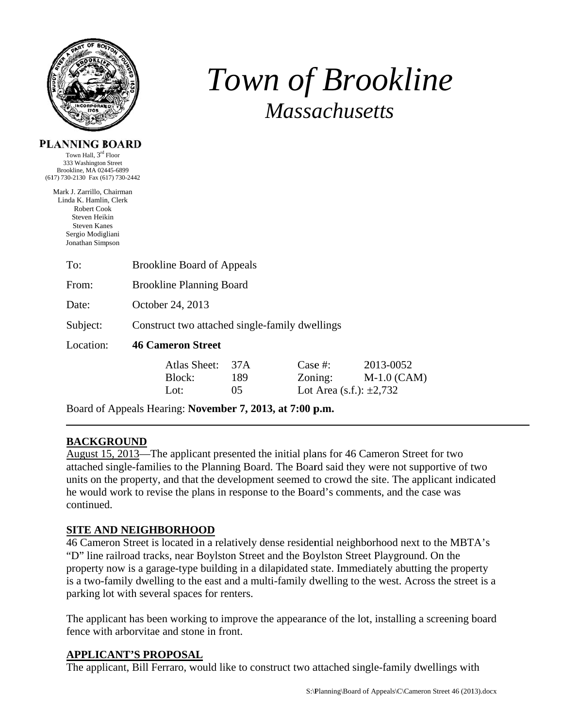# Town of Brookline

## Massachusetts

**PLANNING BOARD**

Town Hall, 3rd Floor
333 Washington Street
Brookline, MA 02445-6899
(617) 730-2130 Fax (617) 730-2442

Mark J. Zarrillo, Chairman
Linda K. Hamlin, Clerk
Robert Cook
Steven Heikin
Steven Kanes
Sergio Modigliani
Jonathan Simpson

| | |
|---|---|
| To: | Brookline Board of Appeals |
| From: | Brookline Planning Board |
| Date: | October 24, 2013 |
| Subject: | Construct two attached single-family dwellings |
| Location: | **46 Cameron Street** |

| | | | |
|---|---|---|---|
| Atlas Sheet: | 37A | Case #: | 2013-0052 |
| Block: | 189 | Zoning: | M-1.0 (CAM) |
| Lot: | 05 | Lot Area (s.f.): ±2,732 | |

Board of Appeals Hearing: **November 7, 2013, at 7:00 p.m.**

---

## BACKGROUND

August 15, 2013—The applicant presented the initial plans for 46 Cameron Street for two attached single-families to the Planning Board. The Board said they were not supportive of two units on the property, and that the development seemed to crowd the site. The applicant indicated he would work to revise the plans in response to the Board's comments, and the case was continued.

## SITE AND NEIGHBORHOOD

46 Cameron Street is located in a relatively dense residential neighborhood next to the MBTA's "D" line railroad tracks, near Boylston Street and the Boylston Street Playground. On the property now is a garage-type building in a dilapidated state. Immediately abutting the property is a two-family dwelling to the east and a multi-family dwelling to the west. Across the street is a parking lot with several spaces for renters.

The applicant has been working to improve the appearance of the lot, installing a screening board fence with arborvitae and stone in front.

## APPLICANT'S PROPOSAL

The applicant, Bill Ferraro, would like to construct two attached single-family dwellings with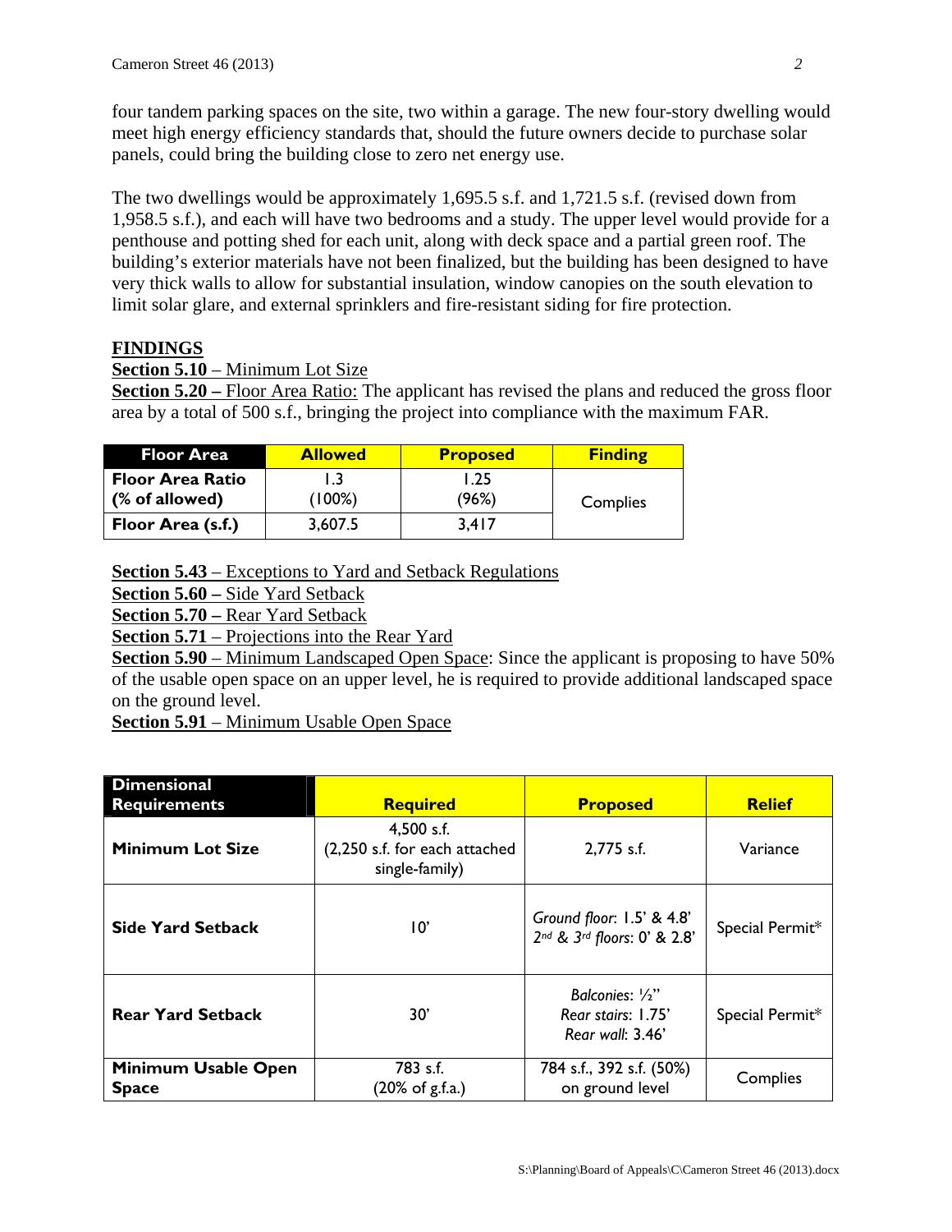four tandem parking spaces on the site, two within a garage. The new four-story dwelling would meet high energy efficiency standards that, should the future owners decide to purchase solar panels, could bring the building close to zero net energy use.

The two dwellings would be approximately 1,695.5 s.f. and 1,721.5 s.f. (revised down from 1,958.5 s.f.), and each will have two bedrooms and a study. The upper level would provide for a penthouse and potting shed for each unit, along with deck space and a partial green roof. The building's exterior materials have not been finalized, but the building has been designed to have very thick walls to allow for substantial insulation, window canopies on the south elevation to limit solar glare, and external sprinklers and fire-resistant siding for fire protection.

## FINDINGS

**Section 5.10** – Minimum Lot Size

**Section 5.20 –** Floor Area Ratio: The applicant has revised the plans and reduced the gross floor area by a total of 500 s.f., bringing the project into compliance with the maximum FAR.

| Floor Area | Allowed | Proposed | Finding |
|---|---|---|---|
| Floor Area Ratio (% of allowed) | 1.3 (100%) | 1.25 (96%) | Complies |
| Floor Area (s.f.) | 3,607.5 | 3,417 | |

**Section 5.43** – Exceptions to Yard and Setback Regulations

**Section 5.60 –** Side Yard Setback

**Section 5.70 –** Rear Yard Setback

**Section 5.71** – Projections into the Rear Yard

**Section 5.90** – Minimum Landscaped Open Space: Since the applicant is proposing to have 50% of the usable open space on an upper level, he is required to provide additional landscaped space on the ground level.

**Section 5.91** – Minimum Usable Open Space

| Dimensional Requirements | Required | Proposed | Relief |
|---|---|---|---|
| Minimum Lot Size | 4,500 s.f. (2,250 s.f. for each attached single-family) | 2,775 s.f. | Variance |
| Side Yard Setback | 10' | *Ground floor*: 1.5' & 4.8' *2nd & 3rd floors*: 0' & 2.8' | Special Permit* |
| Rear Yard Setback | 30' | *Balconies*: ½" *Rear stairs*: 1.75' *Rear wall*: 3.46' | Special Permit* |
| Minimum Usable Open Space | 783 s.f. (20% of g.f.a.) | 784 s.f., 392 s.f. (50%) on ground level | Complies |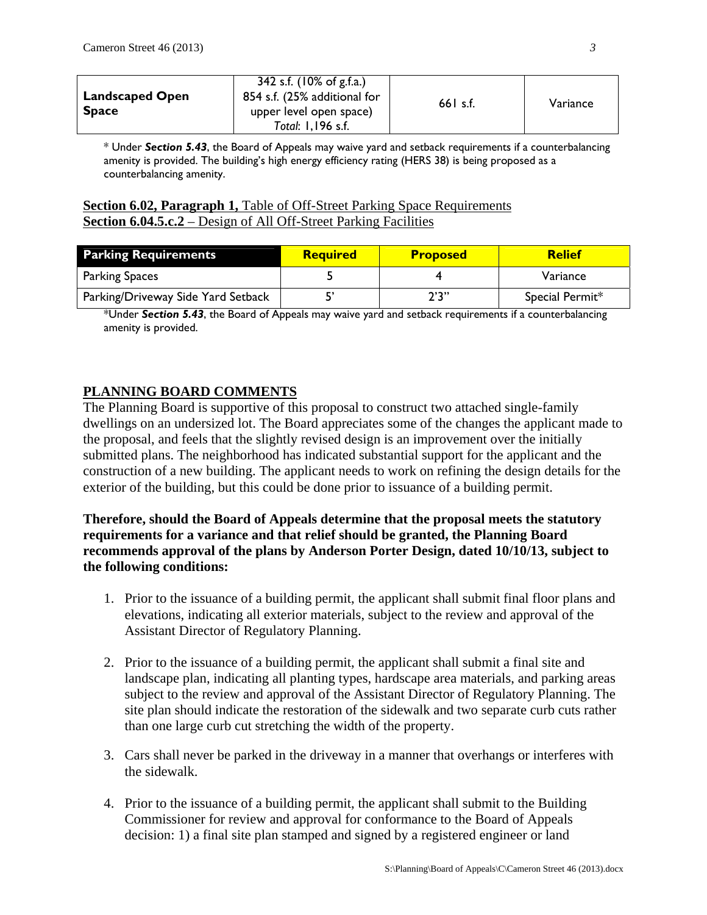| **Landscaped Open Space** | 342 s.f. (10% of g.f.a.)<br>854 s.f. (25% additional for upper level open space)<br>*Total*: 1,196 s.f. | 661 s.f. | Variance |
|---|---|---|---|

\* Under ***Section 5.43***, the Board of Appeals may waive yard and setback requirements if a counterbalancing amenity is provided. The building's high energy efficiency rating (HERS 38) is being proposed as a counterbalancing amenity.

**Section 6.02, Paragraph 1,** Table of Off-Street Parking Space Requirements
**Section 6.04.5.c.2** – Design of All Off-Street Parking Facilities

| Parking Requirements | Required | Proposed | Relief |
|---|---|---|---|
| Parking Spaces | 5 | 4 | Variance |
| Parking/Driveway Side Yard Setback | 5' | 2'3" | Special Permit* |

*Under ***Section 5.43***, the Board of Appeals may waive yard and setback requirements if a counterbalancing amenity is provided.

## PLANNING BOARD COMMENTS

The Planning Board is supportive of this proposal to construct two attached single-family dwellings on an undersized lot. The Board appreciates some of the changes the applicant made to the proposal, and feels that the slightly revised design is an improvement over the initially submitted plans. The neighborhood has indicated substantial support for the applicant and the construction of a new building. The applicant needs to work on refining the design details for the exterior of the building, but this could be done prior to issuance of a building permit.

**Therefore, should the Board of Appeals determine that the proposal meets the statutory requirements for a variance and that relief should be granted, the Planning Board recommends approval of the plans by Anderson Porter Design, dated 10/10/13, subject to the following conditions:**

1. Prior to the issuance of a building permit, the applicant shall submit final floor plans and elevations, indicating all exterior materials, subject to the review and approval of the Assistant Director of Regulatory Planning.

2. Prior to the issuance of a building permit, the applicant shall submit a final site and landscape plan, indicating all planting types, hardscape area materials, and parking areas subject to the review and approval of the Assistant Director of Regulatory Planning. The site plan should indicate the restoration of the sidewalk and two separate curb cuts rather than one large curb cut stretching the width of the property.

3. Cars shall never be parked in the driveway in a manner that overhangs or interferes with the sidewalk.

4. Prior to the issuance of a building permit, the applicant shall submit to the Building Commissioner for review and approval for conformance to the Board of Appeals decision: 1) a final site plan stamped and signed by a registered engineer or land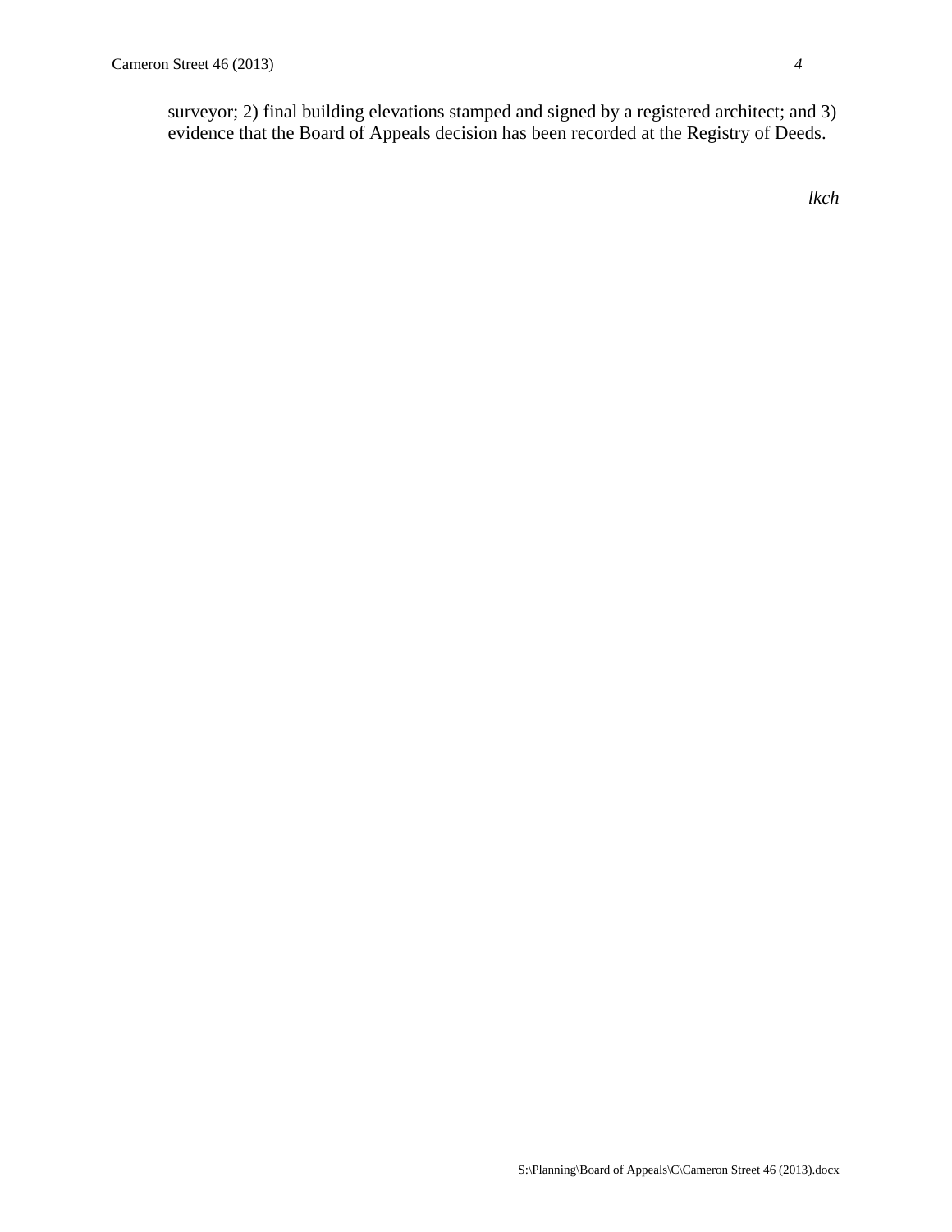surveyor; 2) final building elevations stamped and signed by a registered architect; and 3) evidence that the Board of Appeals decision has been recorded at the Registry of Deeds.

*lkch*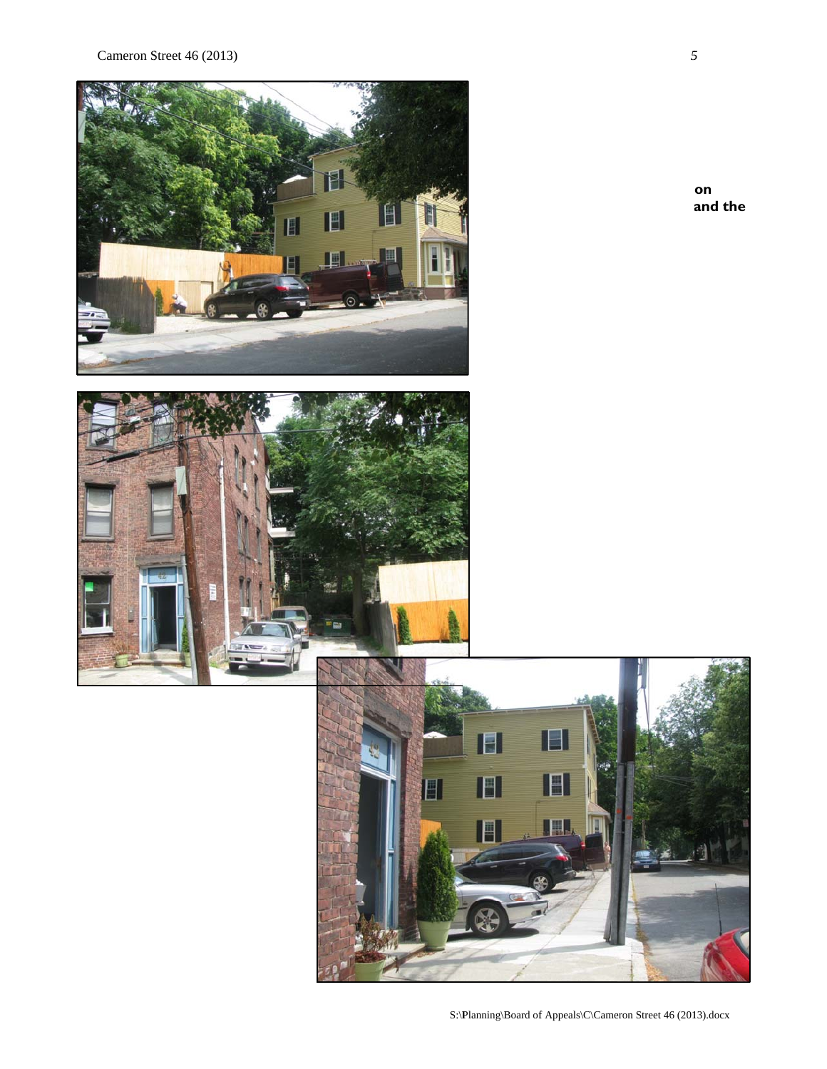on
and the